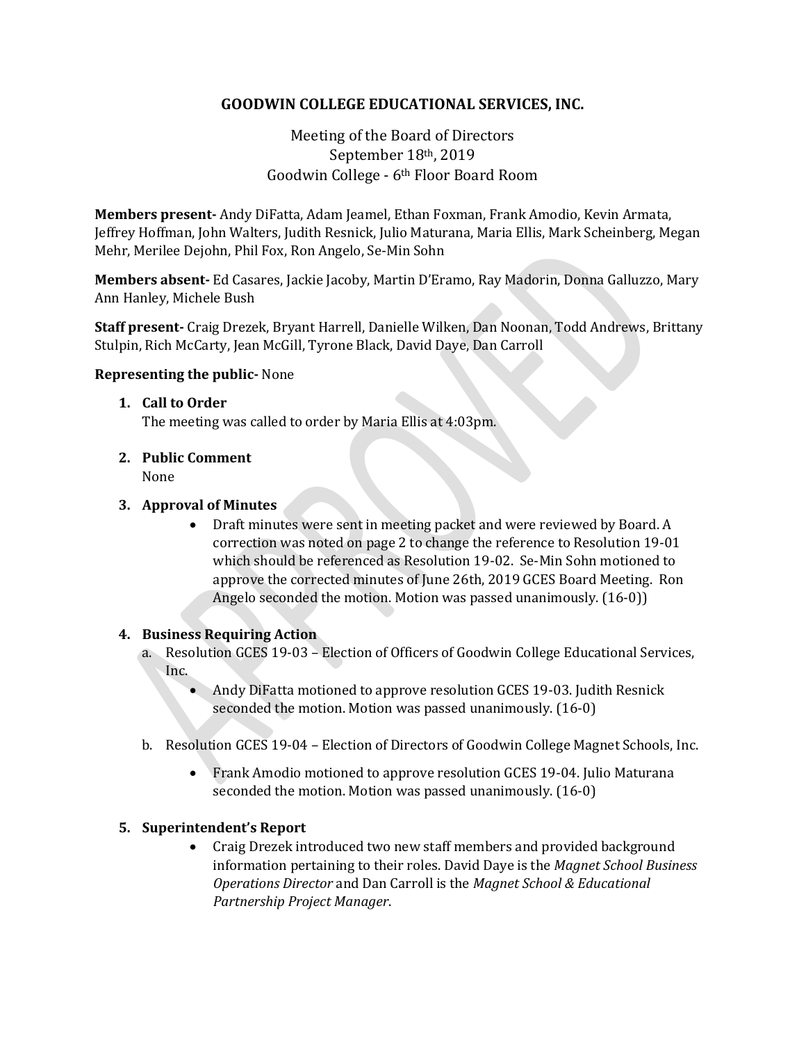# GOODWIN COLLEGE EDUCATIONAL SERVICES, INC.

Meeting of the Board of Directors
September 18th, 2019
Goodwin College - 6th Floor Board Room

**Members present-** Andy DiFatta, Adam Jeamel, Ethan Foxman, Frank Amodio, Kevin Armata, Jeffrey Hoffman, John Walters, Judith Resnick, Julio Maturana, Maria Ellis, Mark Scheinberg, Megan Mehr, Merilee Dejohn, Phil Fox, Ron Angelo, Se-Min Sohn

**Members absent-** Ed Casares, Jackie Jacoby, Martin D'Eramo, Ray Madorin, Donna Galluzzo, Mary Ann Hanley, Michele Bush

**Staff present-** Craig Drezek, Bryant Harrell, Danielle Wilken, Dan Noonan, Todd Andrews, Brittany Stulpin, Rich McCarty, Jean McGill, Tyrone Black, David Daye, Dan Carroll

**Representing the public-** None

1. **Call to Order**
   The meeting was called to order by Maria Ellis at 4:03pm.

2. **Public Comment**
   None

3. **Approval of Minutes**
   - Draft minutes were sent in meeting packet and were reviewed by Board. A correction was noted on page 2 to change the reference to Resolution 19-01 which should be referenced as Resolution 19-02. Se-Min Sohn motioned to approve the corrected minutes of June 26th, 2019 GCES Board Meeting. Ron Angelo seconded the motion. Motion was passed unanimously. (16-0))

4. **Business Requiring Action**
   a. Resolution GCES 19-03 – Election of Officers of Goodwin College Educational Services, Inc.
      - Andy DiFatta motioned to approve resolution GCES 19-03. Judith Resnick seconded the motion. Motion was passed unanimously. (16-0)

   b. Resolution GCES 19-04 – Election of Directors of Goodwin College Magnet Schools, Inc.
      - Frank Amodio motioned to approve resolution GCES 19-04. Julio Maturana seconded the motion. Motion was passed unanimously. (16-0)

5. **Superintendent's Report**
   - Craig Drezek introduced two new staff members and provided background information pertaining to their roles. David Daye is the *Magnet School Business Operations Director* and Dan Carroll is the *Magnet School & Educational Partnership Project Manager*.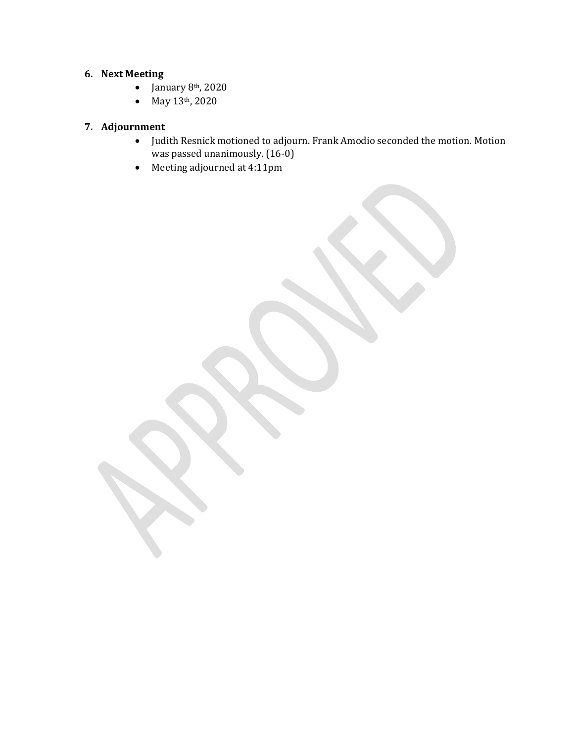6. **Next Meeting**
    - January 8th, 2020
    - May 13th, 2020

7. **Adjournment**
    - Judith Resnick motioned to adjourn. Frank Amodio seconded the motion. Motion was passed unanimously. (16-0)
    - Meeting adjourned at 4:11pm

APPROVED